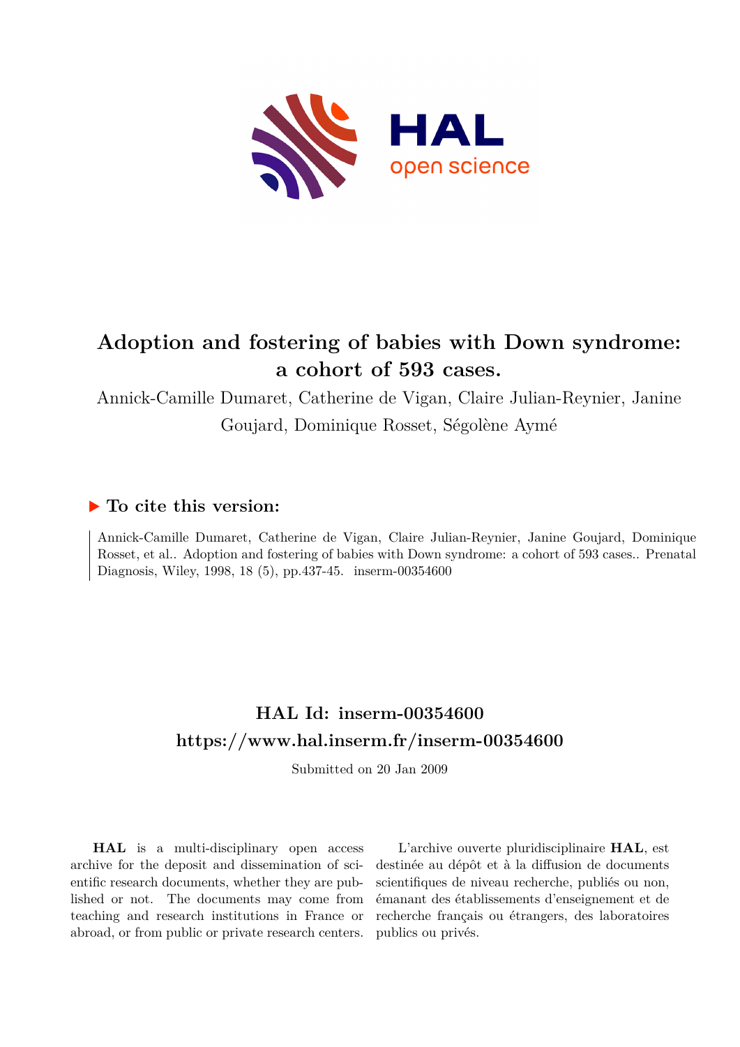# Adoption and fostering of babies with Down syndrome: a cohort of 593 cases.

Annick-Camille Dumaret, Catherine de Vigan, Claire Julian-Reynier, Janine Goujard, Dominique Rosset, Ségolène Aymé

## ▶ To cite this version:

Annick-Camille Dumaret, Catherine de Vigan, Claire Julian-Reynier, Janine Goujard, Dominique Rosset, et al.. Adoption and fostering of babies with Down syndrome: a cohort of 593 cases.. Prenatal Diagnosis, Wiley, 1998, 18 (5), pp.437-45. inserm-00354600

## HAL Id: inserm-00354600
## https://www.hal.inserm.fr/inserm-00354600

Submitted on 20 Jan 2009

**HAL** is a multi-disciplinary open access archive for the deposit and dissemination of scientific research documents, whether they are published or not. The documents may come from teaching and research institutions in France or abroad, or from public or private research centers.

L'archive ouverte pluridisciplinaire **HAL**, est destinée au dépôt et à la diffusion de documents scientifiques de niveau recherche, publiés ou non, émanant des établissements d'enseignement et de recherche français ou étrangers, des laboratoires publics ou privés.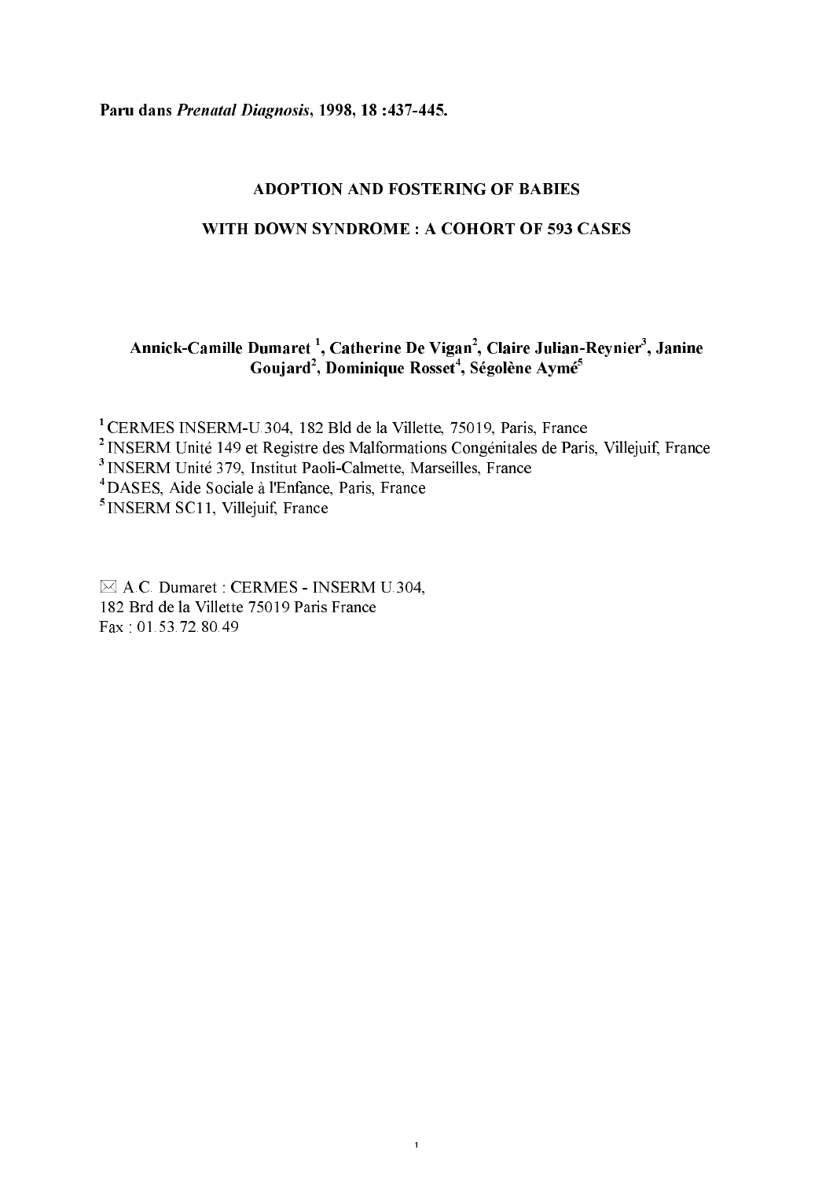**Paru dans *Prenatal Diagnosis*, 1998, 18 :437-445.**

# ADOPTION AND FOSTERING OF BABIES WITH DOWN SYNDROME : A COHORT OF 593 CASES

**Annick-Camille Dumaret [1], Catherine De Vigan[2], Claire Julian-Reynier[3], Janine Goujard[2], Dominique Rosset[4], Ségolène Aymé[5]**

[1] CERMES INSERM-U.304, 182 Bld de la Villette, 75019, Paris, France
[2] INSERM Unité 149 et Registre des Malformations Congénitales de Paris, Villejuif, France
[3] INSERM Unité 379, Institut Paoli-Calmette, Marseilles, France
[4] DASES, Aide Sociale à l'Enfance, Paris, France
[5] INSERM SC11, Villejuif, France

✉ A.C. Dumaret : CERMES - INSERM U.304,
182 Brd de la Villette 75019 Paris France
Fax : 01.53.72.80.49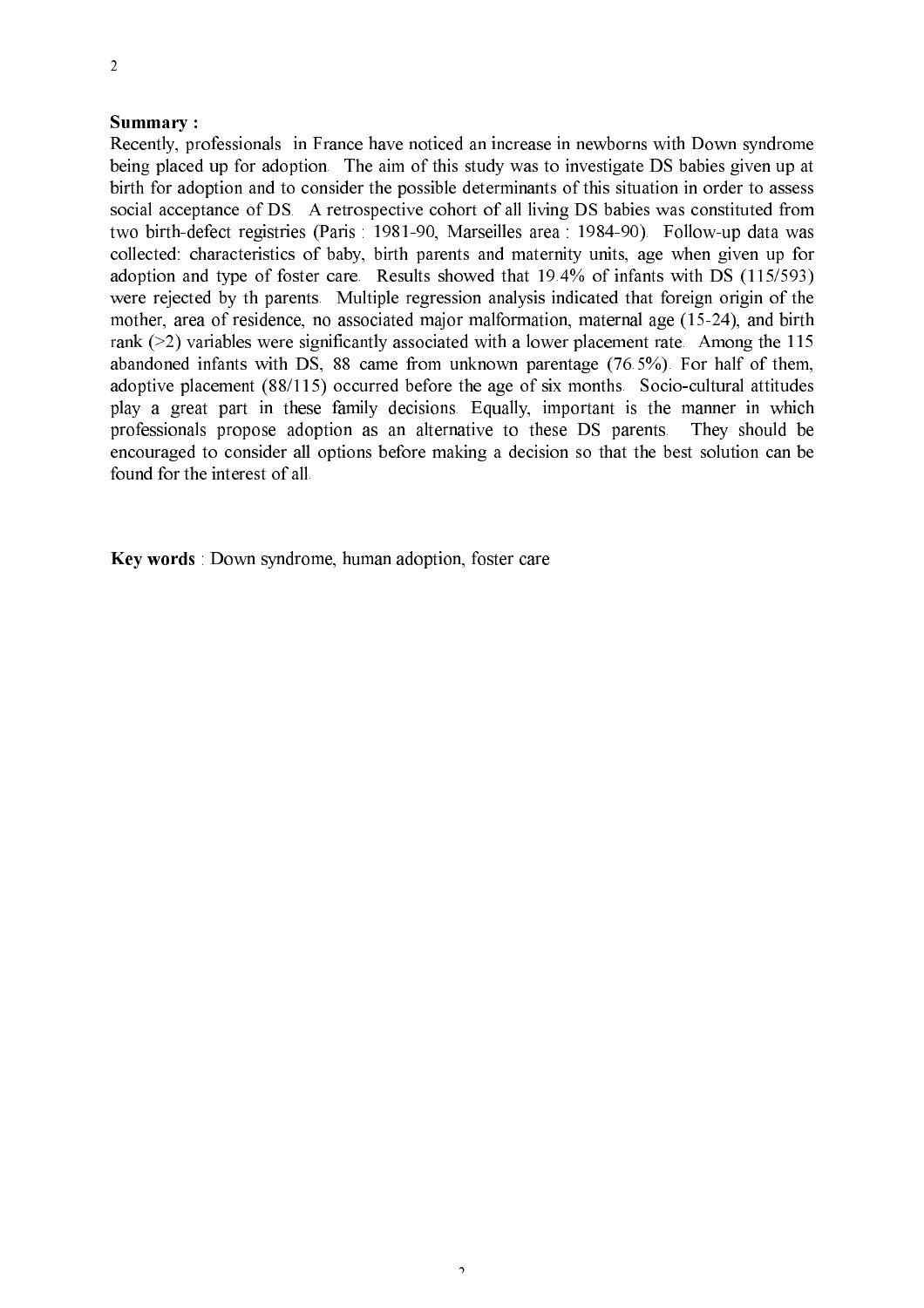**Summary :**

Recently, professionals in France have noticed an increase in newborns with Down syndrome being placed up for adoption. The aim of this study was to investigate DS babies given up at birth for adoption and to consider the possible determinants of this situation in order to assess social acceptance of DS. A retrospective cohort of all living DS babies was constituted from two birth-defect registries (Paris : 1981-90, Marseilles area : 1984-90). Follow-up data was collected: characteristics of baby, birth parents and maternity units, age when given up for adoption and type of foster care. Results showed that 19.4% of infants with DS (115/593) were rejected by th parents. Multiple regression analysis indicated that foreign origin of the mother, area of residence, no associated major malformation, maternal age (15-24), and birth rank (>2) variables were significantly associated with a lower placement rate. Among the 115 abandoned infants with DS, 88 came from unknown parentage (76.5%). For half of them, adoptive placement (88/115) occurred before the age of six months. Socio-cultural attitudes play a great part in these family decisions. Equally, important is the manner in which professionals propose adoption as an alternative to these DS parents. They should be encouraged to consider all options before making a decision so that the best solution can be found for the interest of all.

**Key words** : Down syndrome, human adoption, foster care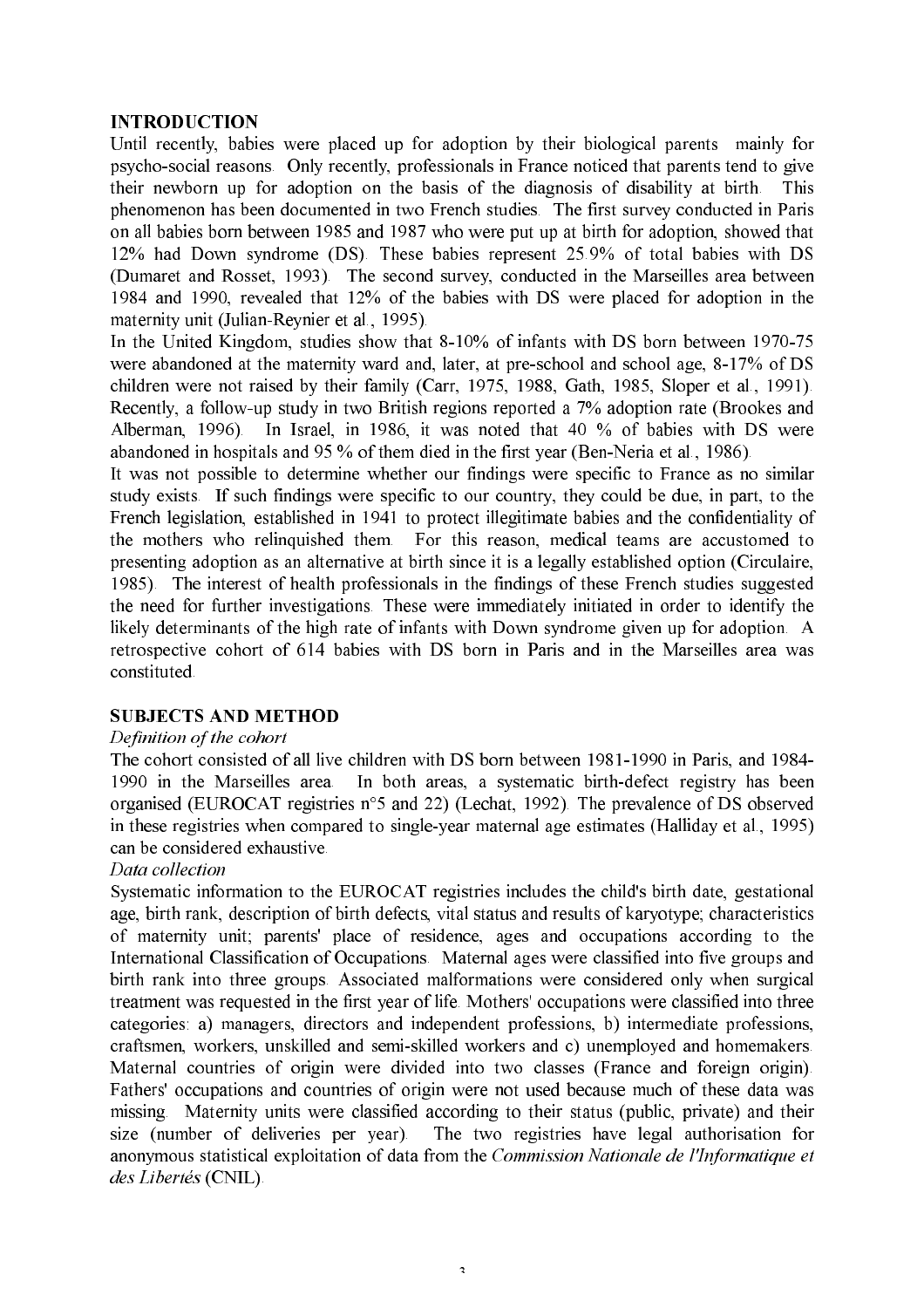## INTRODUCTION

Until recently, babies were placed up for adoption by their biological parents mainly for psycho-social reasons. Only recently, professionals in France noticed that parents tend to give their newborn up for adoption on the basis of the diagnosis of disability at birth. This phenomenon has been documented in two French studies. The first survey conducted in Paris on all babies born between 1985 and 1987 who were put up at birth for adoption, showed that 12% had Down syndrome (DS). These babies represent 25.9% of total babies with DS (Dumaret and Rosset, 1993). The second survey, conducted in the Marseilles area between 1984 and 1990, revealed that 12% of the babies with DS were placed for adoption in the maternity unit (Julian-Reynier et al., 1995).

In the United Kingdom, studies show that 8-10% of infants with DS born between 1970-75 were abandoned at the maternity ward and, later, at pre-school and school age, 8-17% of DS children were not raised by their family (Carr, 1975, 1988, Gath, 1985, Sloper et al., 1991). Recently, a follow-up study in two British regions reported a 7% adoption rate (Brookes and Alberman, 1996). In Israel, in 1986, it was noted that 40 % of babies with DS were abandoned in hospitals and 95 % of them died in the first year (Ben-Neria et al., 1986).

It was not possible to determine whether our findings were specific to France as no similar study exists. If such findings were specific to our country, they could be due, in part, to the French legislation, established in 1941 to protect illegitimate babies and the confidentiality of the mothers who relinquished them. For this reason, medical teams are accustomed to presenting adoption as an alternative at birth since it is a legally established option (Circulaire, 1985). The interest of health professionals in the findings of these French studies suggested the need for further investigations. These were immediately initiated in order to identify the likely determinants of the high rate of infants with Down syndrome given up for adoption. A retrospective cohort of 614 babies with DS born in Paris and in the Marseilles area was constituted.

## SUBJECTS AND METHOD

*Definition of the cohort*

The cohort consisted of all live children with DS born between 1981-1990 in Paris, and 1984-1990 in the Marseilles area. In both areas, a systematic birth-defect registry has been organised (EUROCAT registries n°5 and 22) (Lechat, 1992). The prevalence of DS observed in these registries when compared to single-year maternal age estimates (Halliday et al., 1995) can be considered exhaustive.

*Data collection*

Systematic information to the EUROCAT registries includes the child's birth date, gestational age, birth rank, description of birth defects, vital status and results of karyotype; characteristics of maternity unit; parents' place of residence, ages and occupations according to the International Classification of Occupations. Maternal ages were classified into five groups and birth rank into three groups. Associated malformations were considered only when surgical treatment was requested in the first year of life. Mothers' occupations were classified into three categories: a) managers, directors and independent professions, b) intermediate professions, craftsmen, workers, unskilled and semi-skilled workers and c) unemployed and homemakers. Maternal countries of origin were divided into two classes (France and foreign origin). Fathers' occupations and countries of origin were not used because much of these data was missing. Maternity units were classified according to their status (public, private) and their size (number of deliveries per year). The two registries have legal authorisation for anonymous statistical exploitation of data from the *Commission Nationale de l'Informatique et des Libertés* (CNIL).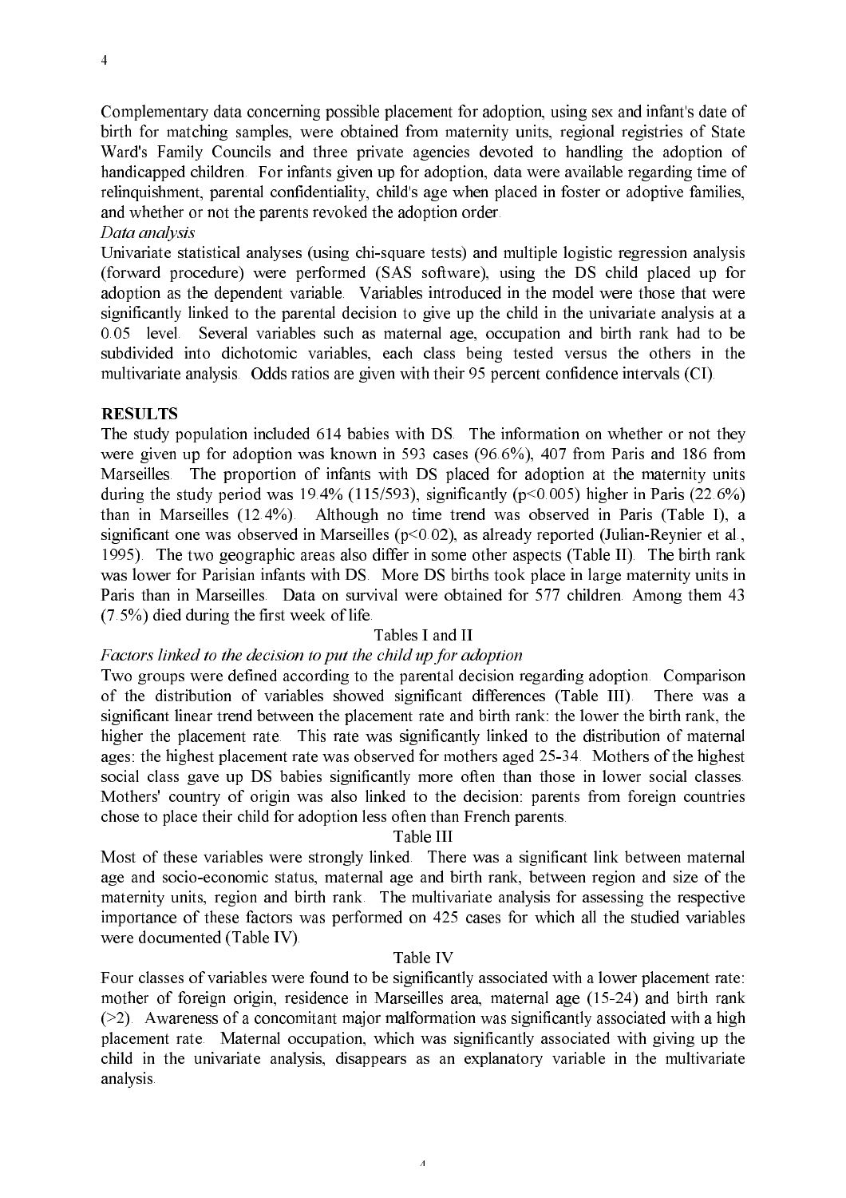Complementary data concerning possible placement for adoption, using sex and infant's date of birth for matching samples, were obtained from maternity units, regional registries of State Ward's Family Councils and three private agencies devoted to handling the adoption of handicapped children. For infants given up for adoption, data were available regarding time of relinquishment, parental confidentiality, child's age when placed in foster or adoptive families, and whether or not the parents revoked the adoption order.

*Data analysis*

Univariate statistical analyses (using chi-square tests) and multiple logistic regression analysis (forward procedure) were performed (SAS software), using the DS child placed up for adoption as the dependent variable. Variables introduced in the model were those that were significantly linked to the parental decision to give up the child in the univariate analysis at a 0.05 level. Several variables such as maternal age, occupation and birth rank had to be subdivided into dichotomic variables, each class being tested versus the others in the multivariate analysis. Odds ratios are given with their 95 percent confidence intervals (CI).

## RESULTS

The study population included 614 babies with DS. The information on whether or not they were given up for adoption was known in 593 cases (96.6%), 407 from Paris and 186 from Marseilles. The proportion of infants with DS placed for adoption at the maternity units during the study period was 19.4% (115/593), significantly ($p<0.005$) higher in Paris (22.6%) than in Marseilles (12.4%). Although no time trend was observed in Paris (Table I), a significant one was observed in Marseilles ($p<0.02$), as already reported (Julian-Reynier et al., 1995). The two geographic areas also differ in some other aspects (Table II). The birth rank was lower for Parisian infants with DS. More DS births took place in large maternity units in Paris than in Marseilles. Data on survival were obtained for 577 children. Among them 43 (7.5%) died during the first week of life.

Tables I and II

*Factors linked to the decision to put the child up for adoption*

Two groups were defined according to the parental decision regarding adoption. Comparison of the distribution of variables showed significant differences (Table III). There was a significant linear trend between the placement rate and birth rank: the lower the birth rank, the higher the placement rate. This rate was significantly linked to the distribution of maternal ages: the highest placement rate was observed for mothers aged 25-34. Mothers of the highest social class gave up DS babies significantly more often than those in lower social classes. Mothers' country of origin was also linked to the decision: parents from foreign countries chose to place their child for adoption less often than French parents.

Table III

Most of these variables were strongly linked. There was a significant link between maternal age and socio-economic status, maternal age and birth rank, between region and size of the maternity units, region and birth rank. The multivariate analysis for assessing the respective importance of these factors was performed on 425 cases for which all the studied variables were documented (Table IV).

Table IV

Four classes of variables were found to be significantly associated with a lower placement rate: mother of foreign origin, residence in Marseilles area, maternal age (15-24) and birth rank (>2). Awareness of a concomitant major malformation was significantly associated with a high placement rate. Maternal occupation, which was significantly associated with giving up the child in the univariate analysis, disappears as an explanatory variable in the multivariate analysis.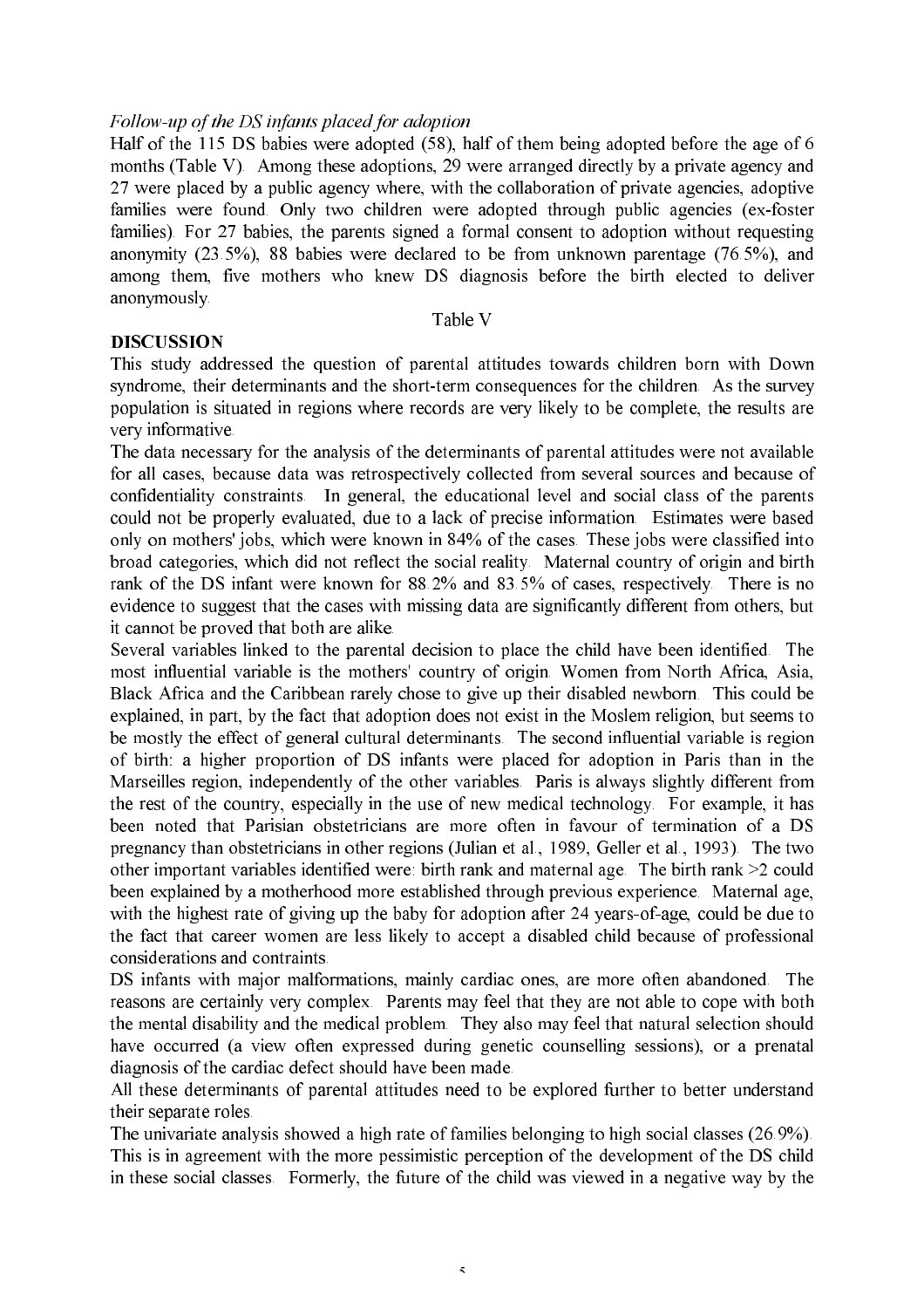*Follow-up of the DS infants placed for adoption*

Half of the 115 DS babies were adopted (58), half of them being adopted before the age of 6 months (Table V). Among these adoptions, 29 were arranged directly by a private agency and 27 were placed by a public agency where, with the collaboration of private agencies, adoptive families were found. Only two children were adopted through public agencies (ex-foster families). For 27 babies, the parents signed a formal consent to adoption without requesting anonymity (23.5%), 88 babies were declared to be from unknown parentage (76.5%), and among them, five mothers who knew DS diagnosis before the birth elected to deliver anonymously.

Table V

## DISCUSSION

This study addressed the question of parental attitudes towards children born with Down syndrome, their determinants and the short-term consequences for the children. As the survey population is situated in regions where records are very likely to be complete, the results are very informative.

The data necessary for the analysis of the determinants of parental attitudes were not available for all cases, because data was retrospectively collected from several sources and because of confidentiality constraints. In general, the educational level and social class of the parents could not be properly evaluated, due to a lack of precise information. Estimates were based only on mothers' jobs, which were known in 84% of the cases. These jobs were classified into broad categories, which did not reflect the social reality. Maternal country of origin and birth rank of the DS infant were known for 88.2% and 83.5% of cases, respectively. There is no evidence to suggest that the cases with missing data are significantly different from others, but it cannot be proved that both are alike.

Several variables linked to the parental decision to place the child have been identified. The most influential variable is the mothers' country of origin. Women from North Africa, Asia, Black Africa and the Caribbean rarely chose to give up their disabled newborn. This could be explained, in part, by the fact that adoption does not exist in the Moslem religion, but seems to be mostly the effect of general cultural determinants. The second influential variable is region of birth: a higher proportion of DS infants were placed for adoption in Paris than in the Marseilles region, independently of the other variables. Paris is always slightly different from the rest of the country, especially in the use of new medical technology. For example, it has been noted that Parisian obstetricians are more often in favour of termination of a DS pregnancy than obstetricians in other regions (Julian et al., 1989, Geller et al., 1993). The two other important variables identified were: birth rank and maternal age. The birth rank >2 could been explained by a motherhood more established through previous experience. Maternal age, with the highest rate of giving up the baby for adoption after 24 years-of-age, could be due to the fact that career women are less likely to accept a disabled child because of professional considerations and contraints.

DS infants with major malformations, mainly cardiac ones, are more often abandoned. The reasons are certainly very complex. Parents may feel that they are not able to cope with both the mental disability and the medical problem. They also may feel that natural selection should have occurred (a view often expressed during genetic counselling sessions), or a prenatal diagnosis of the cardiac defect should have been made.

All these determinants of parental attitudes need to be explored further to better understand their separate roles.

The univariate analysis showed a high rate of families belonging to high social classes (26.9%). This is in agreement with the more pessimistic perception of the development of the DS child in these social classes. Formerly, the future of the child was viewed in a negative way by the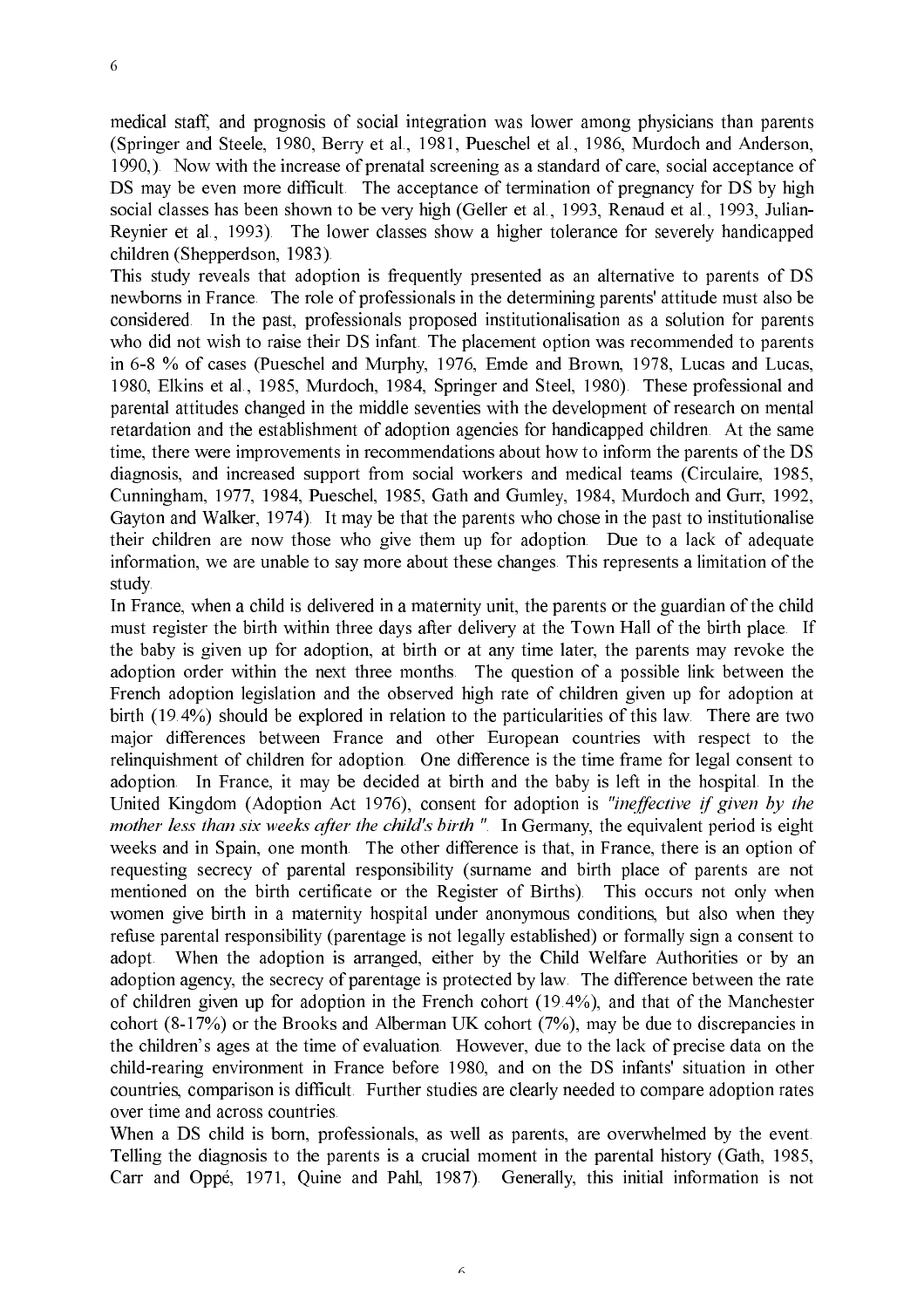medical staff, and prognosis of social integration was lower among physicians than parents (Springer and Steele, 1980, Berry et al., 1981, Pueschel et al., 1986, Murdoch and Anderson, 1990,). Now with the increase of prenatal screening as a standard of care, social acceptance of DS may be even more difficult. The acceptance of termination of pregnancy for DS by high social classes has been shown to be very high (Geller et al., 1993, Renaud et al., 1993, Julian-Reynier et al., 1993). The lower classes show a higher tolerance for severely handicapped children (Shepperdson, 1983).

This study reveals that adoption is frequently presented as an alternative to parents of DS newborns in France. The role of professionals in the determining parents' attitude must also be considered. In the past, professionals proposed institutionalisation as a solution for parents who did not wish to raise their DS infant. The placement option was recommended to parents in 6-8 % of cases (Pueschel and Murphy, 1976, Emde and Brown, 1978, Lucas and Lucas, 1980, Elkins et al., 1985, Murdoch, 1984, Springer and Steel, 1980). These professional and parental attitudes changed in the middle seventies with the development of research on mental retardation and the establishment of adoption agencies for handicapped children. At the same time, there were improvements in recommendations about how to inform the parents of the DS diagnosis, and increased support from social workers and medical teams (Circulaire, 1985, Cunningham, 1977, 1984, Pueschel, 1985, Gath and Gumley, 1984, Murdoch and Gurr, 1992, Gayton and Walker, 1974). It may be that the parents who chose in the past to institutionalise their children are now those who give them up for adoption. Due to a lack of adequate information, we are unable to say more about these changes. This represents a limitation of the study.

In France, when a child is delivered in a maternity unit, the parents or the guardian of the child must register the birth within three days after delivery at the Town Hall of the birth place. If the baby is given up for adoption, at birth or at any time later, the parents may revoke the adoption order within the next three months. The question of a possible link between the French adoption legislation and the observed high rate of children given up for adoption at birth (19.4%) should be explored in relation to the particularities of this law. There are two major differences between France and other European countries with respect to the relinquishment of children for adoption. One difference is the time frame for legal consent to adoption. In France, it may be decided at birth and the baby is left in the hospital. In the United Kingdom (Adoption Act 1976), consent for adoption is *"ineffective if given by the mother less than six weeks after the child's birth "*. In Germany, the equivalent period is eight weeks and in Spain, one month. The other difference is that, in France, there is an option of requesting secrecy of parental responsibility (surname and birth place of parents are not mentioned on the birth certificate or the Register of Births). This occurs not only when women give birth in a maternity hospital under anonymous conditions, but also when they refuse parental responsibility (parentage is not legally established) or formally sign a consent to adopt. When the adoption is arranged, either by the Child Welfare Authorities or by an adoption agency, the secrecy of parentage is protected by law. The difference between the rate of children given up for adoption in the French cohort (19.4%), and that of the Manchester cohort (8-17%) or the Brooks and Alberman UK cohort (7%), may be due to discrepancies in the children's ages at the time of evaluation. However, due to the lack of precise data on the child-rearing environment in France before 1980, and on the DS infants' situation in other countries, comparison is difficult. Further studies are clearly needed to compare adoption rates over time and across countries.

When a DS child is born, professionals, as well as parents, are overwhelmed by the event. Telling the diagnosis to the parents is a crucial moment in the parental history (Gath, 1985, Carr and Oppé, 1971, Quine and Pahl, 1987). Generally, this initial information is not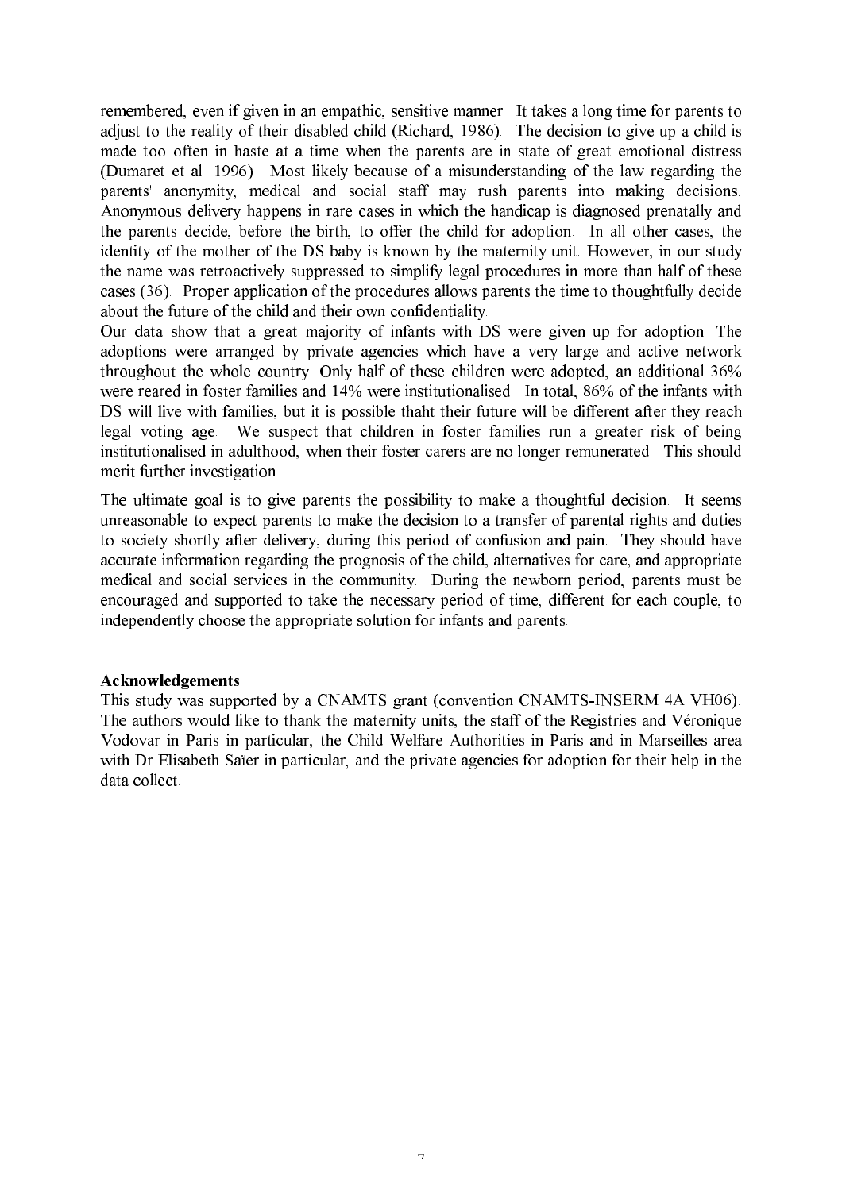remembered, even if given in an empathic, sensitive manner. It takes a long time for parents to adjust to the reality of their disabled child (Richard, 1986). The decision to give up a child is made too often in haste at a time when the parents are in state of great emotional distress (Dumaret et al. 1996). Most likely because of a misunderstanding of the law regarding the parents' anonymity, medical and social staff may rush parents into making decisions. Anonymous delivery happens in rare cases in which the handicap is diagnosed prenatally and the parents decide, before the birth, to offer the child for adoption. In all other cases, the identity of the mother of the DS baby is known by the maternity unit. However, in our study the name was retroactively suppressed to simplify legal procedures in more than half of these cases (36). Proper application of the procedures allows parents the time to thoughtfully decide about the future of the child and their own confidentiality.

Our data show that a great majority of infants with DS were given up for adoption. The adoptions were arranged by private agencies which have a very large and active network throughout the whole country. Only half of these children were adopted, an additional 36% were reared in foster families and 14% were institutionalised. In total, 86% of the infants with DS will live with families, but it is possible thaht their future will be different after they reach legal voting age. We suspect that children in foster families run a greater risk of being institutionalised in adulthood, when their foster carers are no longer remunerated. This should merit further investigation.

The ultimate goal is to give parents the possibility to make a thoughtful decision. It seems unreasonable to expect parents to make the decision to a transfer of parental rights and duties to society shortly after delivery, during this period of confusion and pain. They should have accurate information regarding the prognosis of the child, alternatives for care, and appropriate medical and social services in the community. During the newborn period, parents must be encouraged and supported to take the necessary period of time, different for each couple, to independently choose the appropriate solution for infants and parents.

## Acknowledgements

This study was supported by a CNAMTS grant (convention CNAMTS-INSERM 4A VH06). The authors would like to thank the maternity units, the staff of the Registries and Véronique Vodovar in Paris in particular, the Child Welfare Authorities in Paris and in Marseilles area with Dr Elisabeth Saïer in particular, and the private agencies for adoption for their help in the data collect.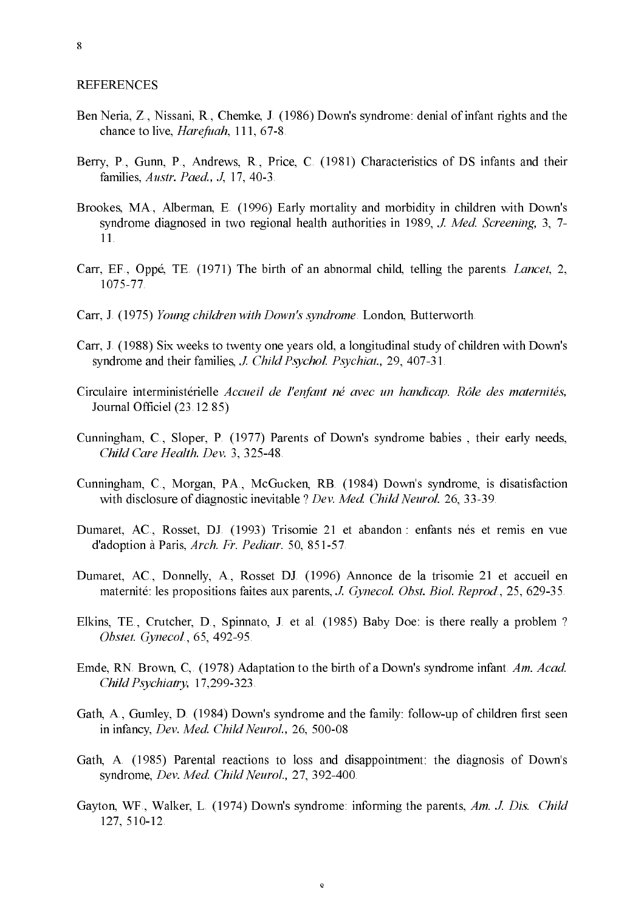REFERENCES

Ben Neria, Z., Nissani, R., Chemke, J. (1986) Down's syndrome: denial of infant rights and the chance to live, *Harefuah*, 111, 67-8.

Berry, P., Gunn, P., Andrews, R., Price, C. (1981) Characteristics of DS infants and their families, *Austr. Paed., J*, 17, 40-3.

Brookes, MA., Alberman, E. (1996) Early mortality and morbidity in children with Down's syndrome diagnosed in two regional health authorities in 1989, *J. Med. Screening*, 3, 7-11.

Carr, EF., Oppé, TE. (1971) The birth of an abnormal child, telling the parents. *Lancet*, 2, 1075-77.

Carr, J. (1975) *Young children with Down's syndrome*. London, Butterworth.

Carr, J. (1988) Six weeks to twenty one years old, a longitudinal study of children with Down's syndrome and their families, *J. Child Psychol. Psychiat.*, 29, 407-31.

Circulaire interministérielle *Accueil de l'enfant né avec un handicap. Rôle des maternités,* Journal Officiel (23.12.85)

Cunningham, C., Sloper, P. (1977) Parents of Down's syndrome babies , their early needs, *Child Care Health. Dev.* 3, 325-48.

Cunningham, C., Morgan, PA., McGucken, RB. (1984) Down's syndrome, is disatisfaction with disclosure of diagnostic inevitable ? *Dev. Med. Child Neurol.* 26, 33-39.

Dumaret, AC., Rosset, DJ. (1993) Trisomie 21 et abandon : enfants nés et remis en vue d'adoption à Paris, *Arch. Fr. Pediatr.* 50, 851-57.

Dumaret, AC., Donnelly, A., Rosset DJ. (1996) Annonce de la trisomie 21 et accueil en maternité: les propositions faites aux parents, *J. Gynecol. Obst. Biol. Reprod.*, 25, 629-35.

Elkins, TE., Crutcher, D., Spinnato, J. et al. (1985) Baby Doe: is there really a problem ? *Obstet. Gynecol.*, 65, 492-95.

Emde, RN. Brown, C,. (1978) Adaptation to the birth of a Down's syndrome infant. *Am. Acad. Child Psychiatry,* 17,299-323.

Gath, A., Gumley, D. (1984) Down's syndrome and the family: follow-up of children first seen in infancy, *Dev. Med. Child Neurol.*, 26, 500-08

Gath, A. (1985) Parental reactions to loss and disappointment: the diagnosis of Down's syndrome, *Dev. Med. Child Neurol.*, 27, 392-400.

Gayton, WF., Walker, L. (1974) Down's syndrome: informing the parents, *Am. J. Dis. Child* 127, 510-12.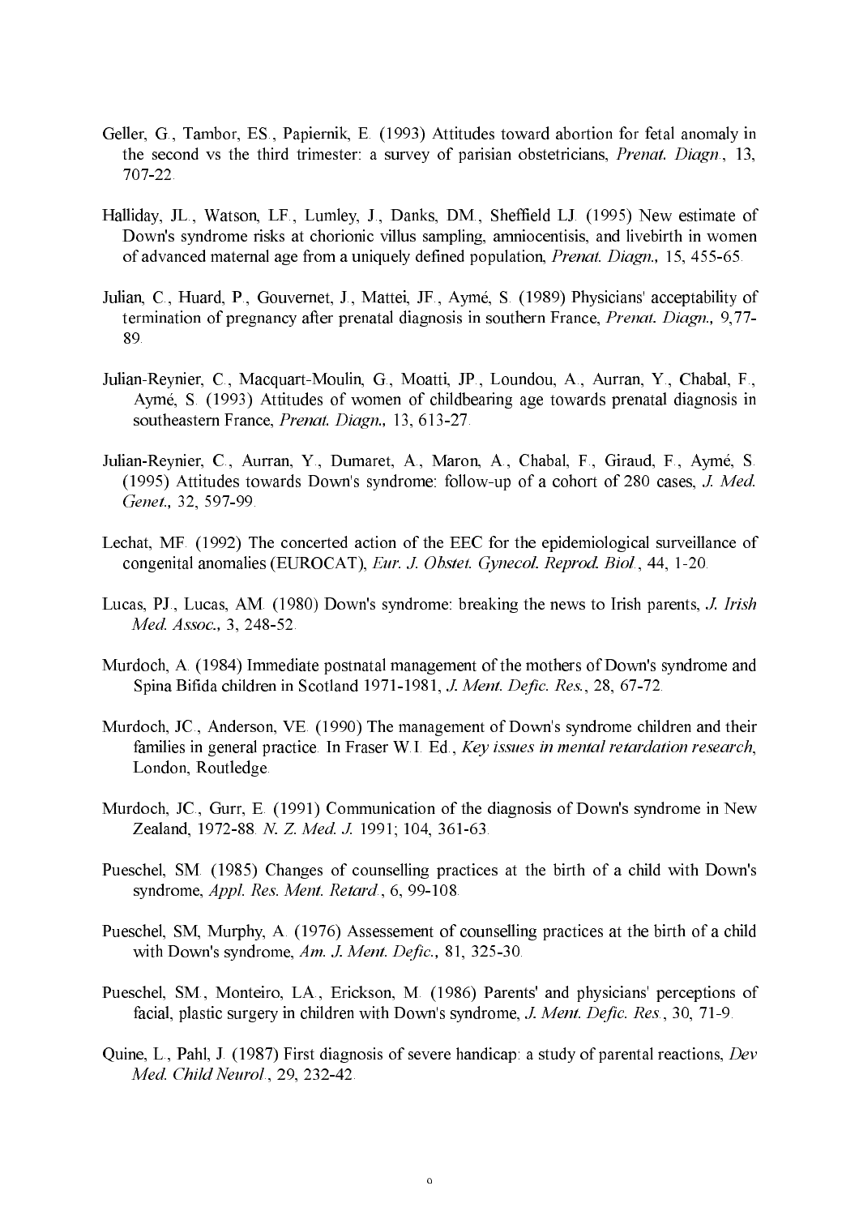Geller, G., Tambor, ES., Papiernik, E. (1993) Attitudes toward abortion for fetal anomaly in the second vs the third trimester: a survey of parisian obstetricians, *Prenat. Diagn.*, 13, 707-22.

Halliday, JL., Watson, LF., Lumley, J., Danks, DM., Sheffield LJ. (1995) New estimate of Down's syndrome risks at chorionic villus sampling, amniocentisis, and livebirth in women of advanced maternal age from a uniquely defined population, *Prenat. Diagn.,* 15, 455-65.

Julian, C., Huard, P., Gouvernet, J., Mattei, JF., Aymé, S. (1989) Physicians' acceptability of termination of pregnancy after prenatal diagnosis in southern France, *Prenat. Diagn.,* 9,77-89.

Julian-Reynier, C., Macquart-Moulin, G., Moatti, JP., Loundou, A., Aurran, Y., Chabal, F., Aymé, S. (1993) Attitudes of women of childbearing age towards prenatal diagnosis in southeastern France, *Prenat. Diagn.,* 13, 613-27.

Julian-Reynier, C., Aurran, Y., Dumaret, A., Maron, A., Chabal, F., Giraud, F., Aymé, S. (1995) Attitudes towards Down's syndrome: follow-up of a cohort of 280 cases, *J. Med. Genet.,* 32, 597-99.

Lechat, MF. (1992) The concerted action of the EEC for the epidemiological surveillance of congenital anomalies (EUROCAT), *Eur. J. Obstet. Gynecol. Reprod. Biol.*, 44, 1-20.

Lucas, PJ., Lucas, AM. (1980) Down's syndrome: breaking the news to Irish parents, *J. Irish Med. Assoc.,* 3, 248-52.

Murdoch, A. (1984) Immediate postnatal management of the mothers of Down's syndrome and Spina Bifida children in Scotland 1971-1981, *J. Ment. Defic. Res.*, 28, 67-72.

Murdoch, JC., Anderson, VE. (1990) The management of Down's syndrome children and their families in general practice. In Fraser W.I. Ed., *Key issues in mental retardation research*, London, Routledge.

Murdoch, JC., Gurr, E. (1991) Communication of the diagnosis of Down's syndrome in New Zealand, 1972-88. *N. Z. Med. J.* 1991; 104, 361-63.

Pueschel, SM. (1985) Changes of counselling practices at the birth of a child with Down's syndrome, *Appl. Res. Ment. Retard.*, 6, 99-108.

Pueschel, SM, Murphy, A. (1976) Assessement of counselling practices at the birth of a child with Down's syndrome, *Am. J. Ment. Defic.,* 81, 325-30.

Pueschel, SM., Monteiro, LA., Erickson, M. (1986) Parents' and physicians' perceptions of facial, plastic surgery in children with Down's syndrome, *J. Ment. Defic. Res.*, 30, 71-9.

Quine, L., Pahl, J. (1987) First diagnosis of severe handicap: a study of parental reactions, *Dev Med. Child Neurol.*, 29, 232-42.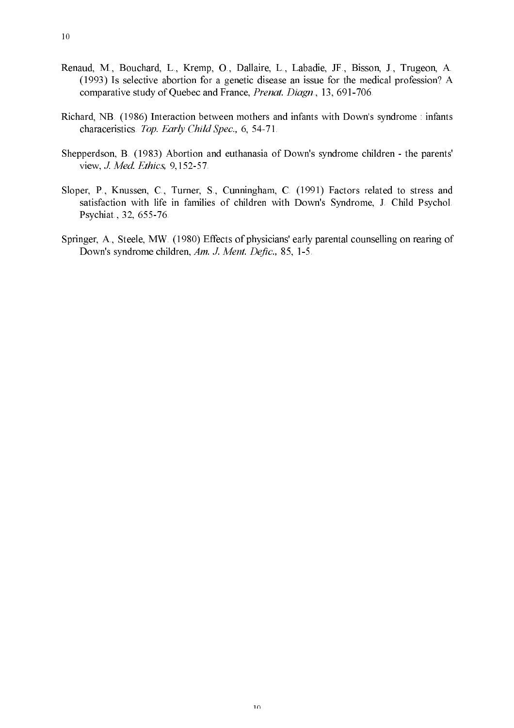Renaud, M., Bouchard, L., Kremp, O., Dallaire, L., Labadie, JF., Bisson, J., Trugeon, A. (1993) Is selective abortion for a genetic disease an issue for the medical profession? A comparative study of Quebec and France, *Prenat. Diagn.*, 13, 691-706.

Richard, NB. (1986) Interaction between mothers and infants with Down's syndrome : infants characeristics. *Top. Early Child Spec.*, 6, 54-71.

Shepperdson, B. (1983) Abortion and euthanasia of Down's syndrome children - the parents' view, *J. Med. Ethics*, 9,152-57.

Sloper, P., Knussen, C., Turner, S., Cunningham, C. (1991) Factors related to stress and satisfaction with life in families of children with Down's Syndrome, J. Child Psychol. Psychiat., 32, 655-76.

Springer, A., Steele, MW. (1980) Effects of physicians' early parental counselling on rearing of Down's syndrome children, *Am. J. Ment. Defic.*, 85, 1-5.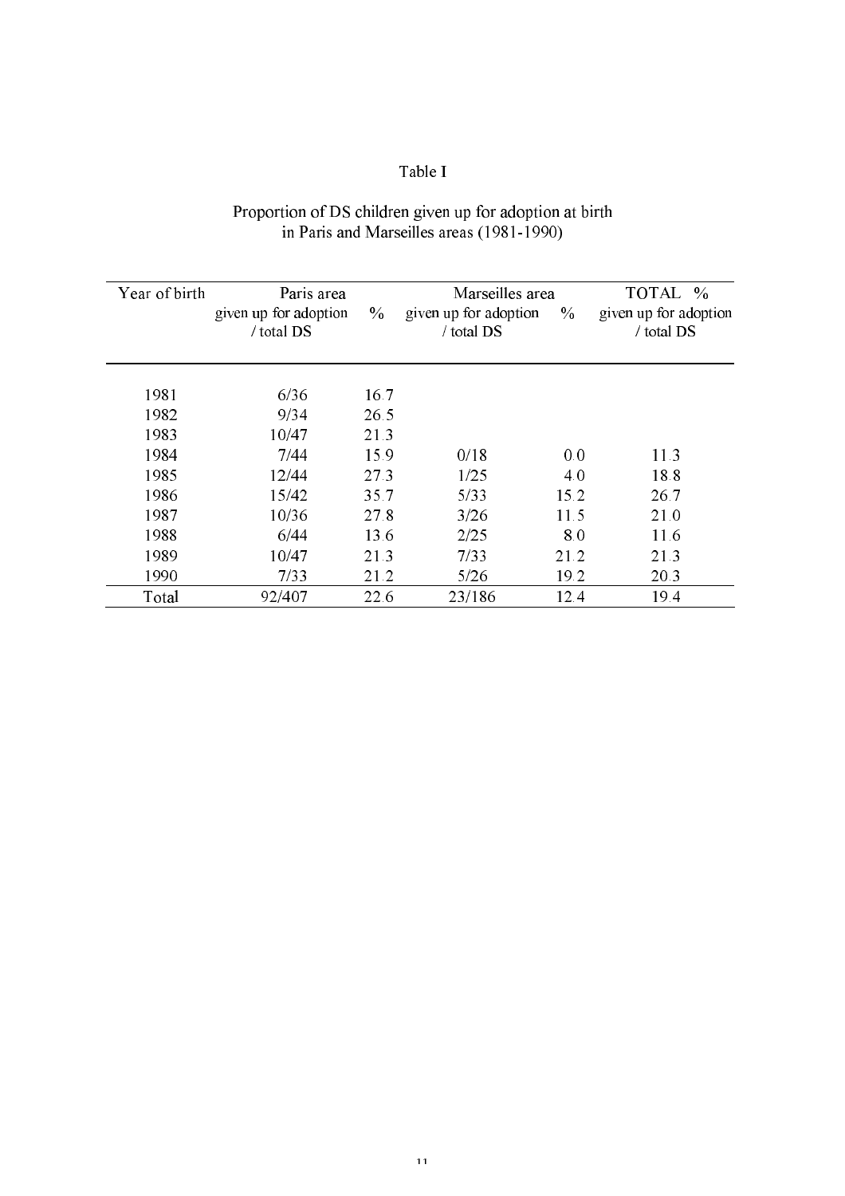Table I

Proportion of DS children given up for adoption at birth in Paris and Marseilles areas (1981-1990)

| Year of birth | Paris area given up for adoption / total DS | % | Marseilles area given up for adoption / total DS | % | TOTAL % given up for adoption / total DS |
|---|---|---|---|---|---|
| 1981 | 6/36 | 16.7 | | | |
| 1982 | 9/34 | 26.5 | | | |
| 1983 | 10/47 | 21.3 | | | |
| 1984 | 7/44 | 15.9 | 0/18 | 0.0 | 11.3 |
| 1985 | 12/44 | 27.3 | 1/25 | 4.0 | 18.8 |
| 1986 | 15/42 | 35.7 | 5/33 | 15.2 | 26.7 |
| 1987 | 10/36 | 27.8 | 3/26 | 11.5 | 21.0 |
| 1988 | 6/44 | 13.6 | 2/25 | 8.0 | 11.6 |
| 1989 | 10/47 | 21.3 | 7/33 | 21.2 | 21.3 |
| 1990 | 7/33 | 21.2 | 5/26 | 19.2 | 20.3 |
| Total | 92/407 | 22.6 | 23/186 | 12.4 | 19.4 |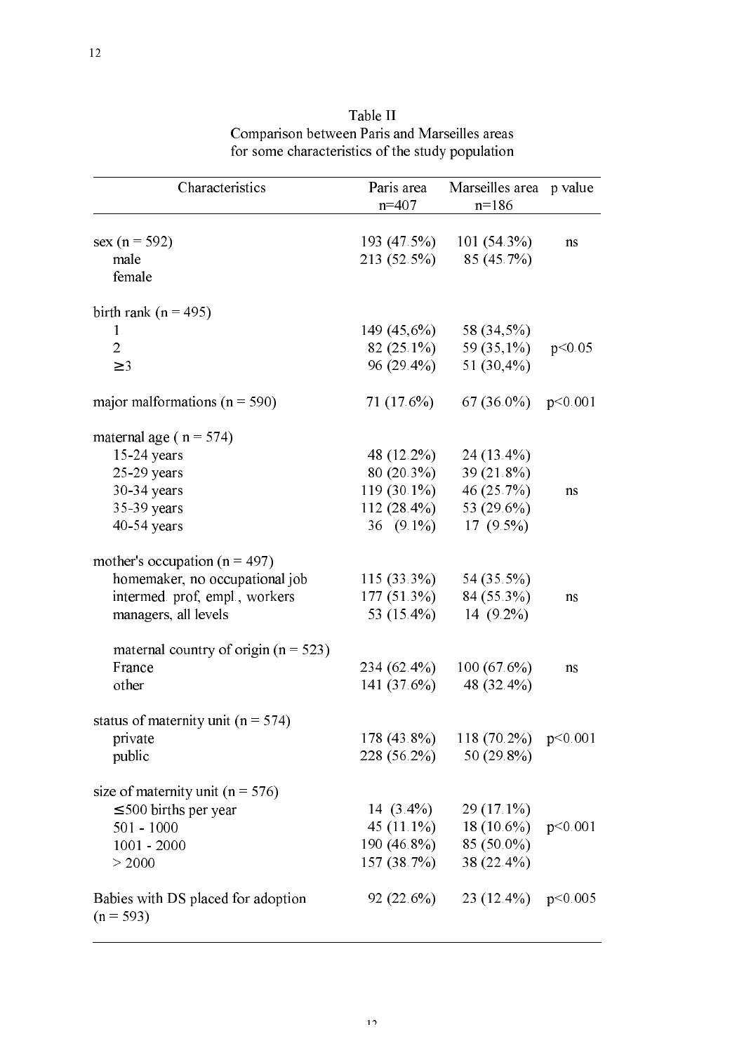Table II
Comparison between Paris and Marseilles areas
for some characteristics of the study population

| Characteristics | Paris area n=407 | Marseilles area n=186 | p value |
|---|---|---|---|
| sex (n = 592) | 193 (47.5%) | 101 (54.3%) | ns |
| male | 213 (52.5%) | 85 (45.7%) | |
| female | | | |
| birth rank (n = 495) | | | |
| 1 | 149 (45,6%) | 58 (34,5%) | |
| 2 | 82 (25.1%) | 59 (35,1%) | $p<0.05$ |
| ≥3 | 96 (29.4%) | 51 (30,4%) | |
| major malformations (n = 590) | 71 (17.6%) | 67 (36.0%) | $p<0.001$ |
| maternal age ( n = 574) | | | |
| 15-24 years | 48 (12.2%) | 24 (13.4%) | |
| 25-29 years | 80 (20.3%) | 39 (21.8%) | |
| 30-34 years | 119 (30.1%) | 46 (25.7%) | ns |
| 35-39 years | 112 (28.4%) | 53 (29.6%) | |
| 40-54 years | 36 (9.1%) | 17 (9.5%) | |
| mother's occupation (n = 497) | | | |
| homemaker, no occupational job | 115 (33.3%) | 54 (35.5%) | |
| intermed. prof, empl., workers | 177 (51.3%) | 84 (55.3%) | ns |
| managers, all levels | 53 (15.4%) | 14 (9.2%) | |
| maternal country of origin (n = 523) | | | |
| France | 234 (62.4%) | 100 (67.6%) | ns |
| other | 141 (37.6%) | 48 (32.4%) | |
| status of maternity unit (n = 574) | | | |
| private | 178 (43.8%) | 118 (70.2%) | $p<0.001$ |
| public | 228 (56.2%) | 50 (29.8%) | |
| size of maternity unit (n = 576) | | | |
| ≤500 births per year | 14 (3.4%) | 29 (17.1%) | |
| 501 - 1000 | 45 (11.1%) | 18 (10.6%) | $p<0.001$ |
| 1001 - 2000 | 190 (46.8%) | 85 (50.0%) | |
| > 2000 | 157 (38.7%) | 38 (22.4%) | |
| Babies with DS placed for adoption (n = 593) | 92 (22.6%) | 23 (12.4%) | $p<0.005$ |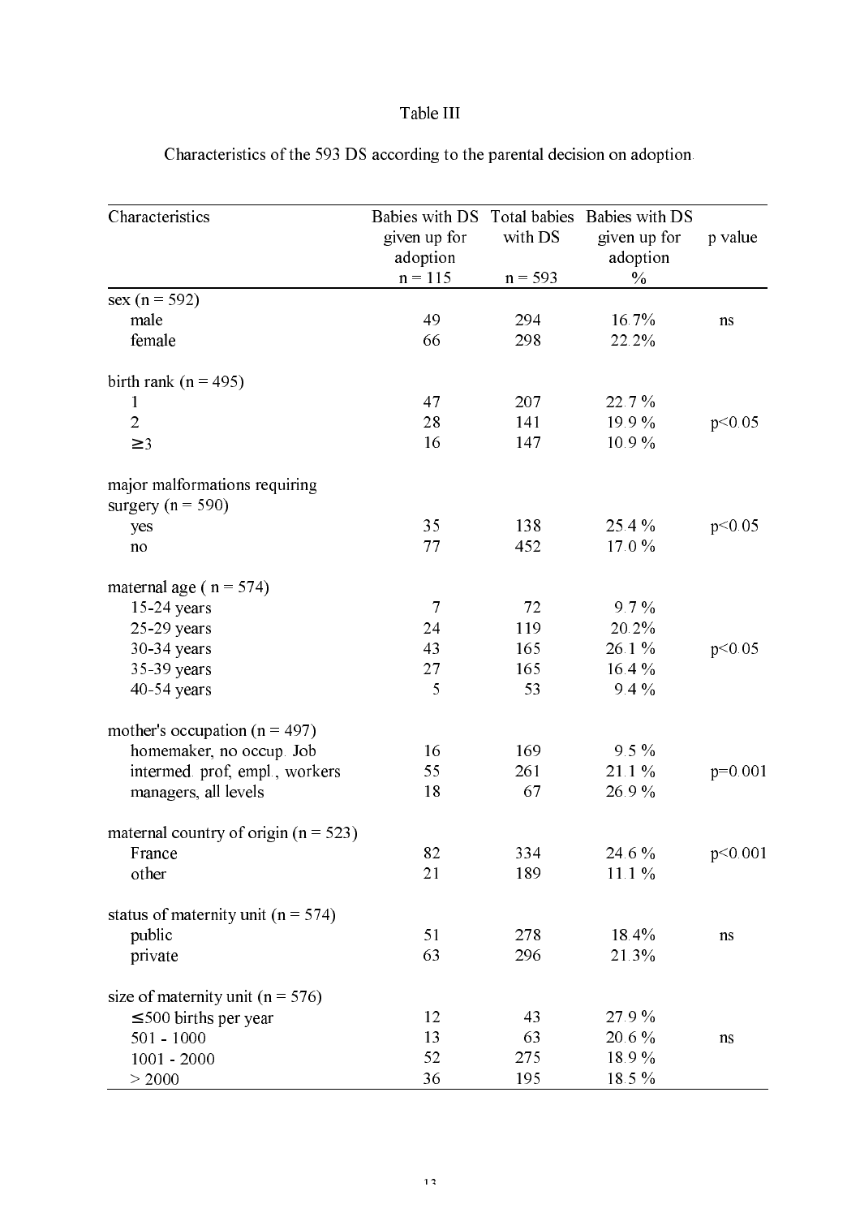Table III

Characteristics of the 593 DS according to the parental decision on adoption.

| Characteristics | Babies with DS given up for adoption n = 115 | Total babies with DS n = 593 | Babies with DS given up for adoption % | p value |
|---|---|---|---|---|
| sex (n = 592) | | | | |
| male | 49 | 294 | 16.7% | ns |
| female | 66 | 298 | 22.2% | |
| | | | | |
| birth rank (n = 495) | | | | |
| 1 | 47 | 207 | 22.7 % | |
| 2 | 28 | 141 | 19.9 % | p<0.05 |
| ≥3 | 16 | 147 | 10.9 % | |
| | | | | |
| major malformations requiring surgery (n = 590) | | | | |
| yes | 35 | 138 | 25.4 % | p<0.05 |
| no | 77 | 452 | 17.0 % | |
| | | | | |
| maternal age ( n = 574) | | | | |
| 15-24 years | 7 | 72 | 9.7 % | |
| 25-29 years | 24 | 119 | 20.2% | |
| 30-34 years | 43 | 165 | 26.1 % | p<0.05 |
| 35-39 years | 27 | 165 | 16.4 % | |
| 40-54 years | 5 | 53 | 9.4 % | |
| | | | | |
| mother's occupation (n = 497) | | | | |
| homemaker, no occup. Job | 16 | 169 | 9.5 % | |
| intermed. prof, empl., workers | 55 | 261 | 21.1 % | p=0.001 |
| managers, all levels | 18 | 67 | 26.9 % | |
| | | | | |
| maternal country of origin (n = 523) | | | | |
| France | 82 | 334 | 24.6 % | p<0.001 |
| other | 21 | 189 | 11.1 % | |
| | | | | |
| status of maternity unit (n = 574) | | | | |
| public | 51 | 278 | 18.4% | ns |
| private | 63 | 296 | 21.3% | |
| | | | | |
| size of maternity unit (n = 576) | | | | |
| ≤500 births per year | 12 | 43 | 27.9 % | |
| 501 - 1000 | 13 | 63 | 20.6 % | ns |
| 1001 - 2000 | 52 | 275 | 18.9 % | |
| > 2000 | 36 | 195 | 18.5 % | |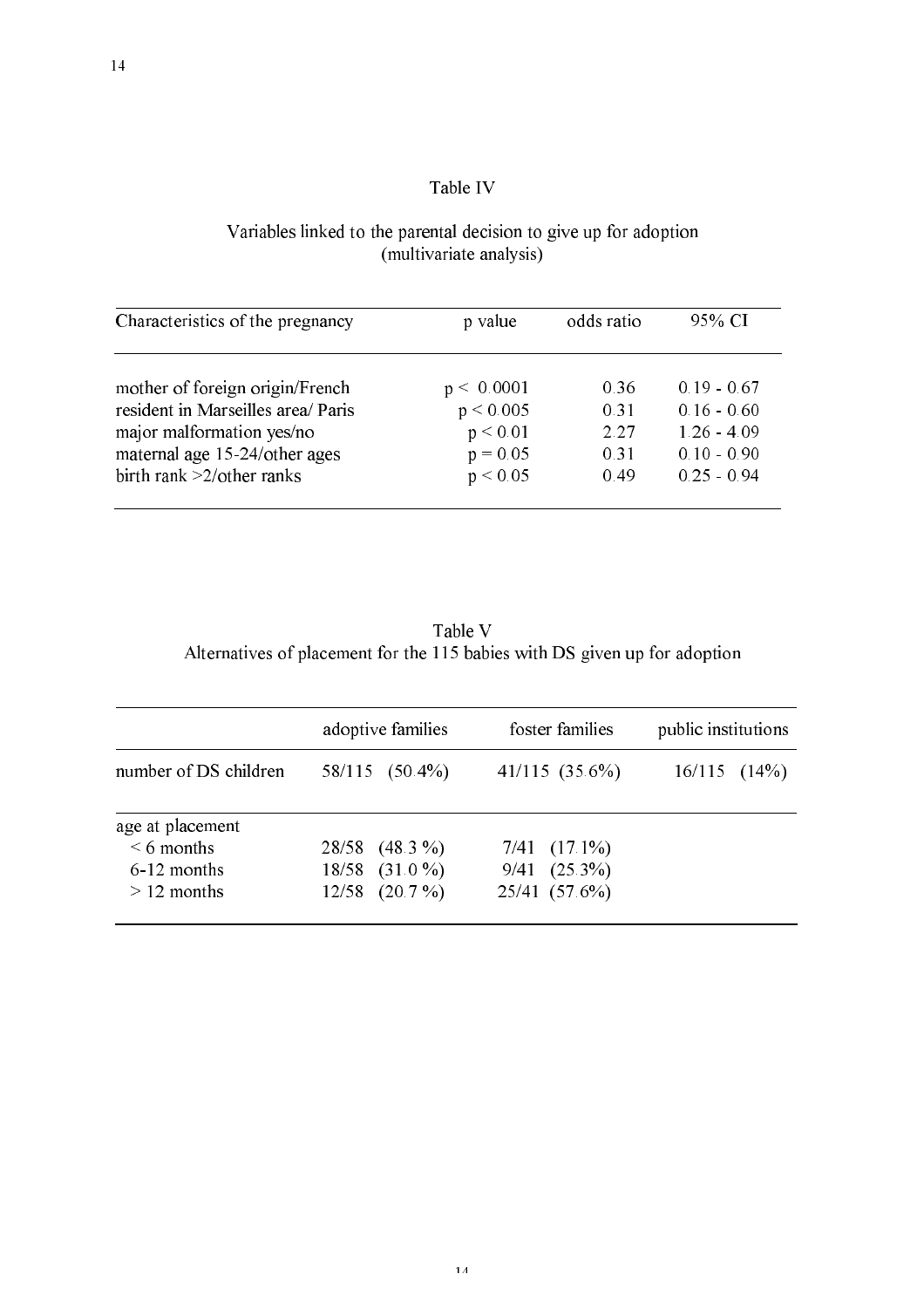Table IV

Variables linked to the parental decision to give up for adoption
(multivariate analysis)

| Characteristics of the pregnancy | p value | odds ratio | 95% CI |
|---|---|---|---|
| mother of foreign origin/French | $p < 0.0001$ | 0.36 | 0.19 - 0.67 |
| resident in Marseilles area/ Paris | $p < 0.005$ | 0.31 | 0.16 - 0.60 |
| major malformation yes/no | $p < 0.01$ | 2.27 | 1.26 - 4.09 |
| maternal age 15-24/other ages | $p = 0.05$ | 0.31 | 0.10 - 0.90 |
| birth rank >2/other ranks | $p < 0.05$ | 0.49 | 0.25 - 0.94 |

Table V
Alternatives of placement for the 115 babies with DS given up for adoption

| | adoptive families | foster families | public institutions |
|---|---|---|---|
| number of DS children | 58/115 (50.4%) | 41/115 (35.6%) | 16/115 (14%) |
| age at placement | | | |
| < 6 months | 28/58 (48.3 %) | 7/41 (17.1%) | |
| 6-12 months | 18/58 (31.0 %) | 9/41 (25.3%) | |
| > 12 months | 12/58 (20.7 %) | 25/41 (57.6%) | |